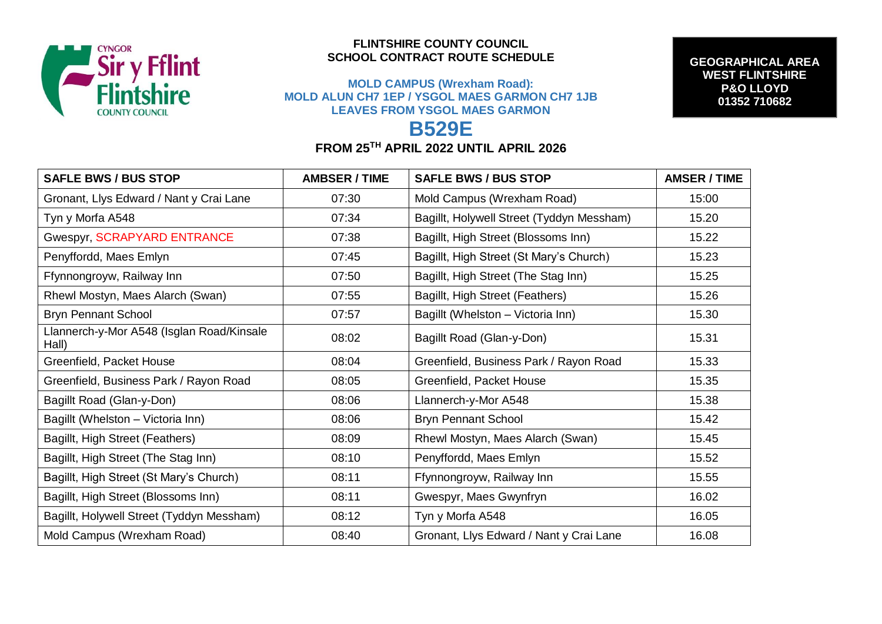**FLINTSHIRE COUNTY COUNCIL**
**SCHOOL CONTRACT ROUTE SCHEDULE**

**MOLD CAMPUS (Wrexham Road):**
**MOLD ALUN CH7 1EP / YSGOL MAES GARMON CH7 1JB**
**LEAVES FROM YSGOL MAES GARMON**

# B529E

**FROM 25TH APRIL 2022 UNTIL APRIL 2026**

**GEOGRAPHICAL AREA**
**WEST FLINTSHIRE**
**P&O LLOYD**
**01352 710682**

| SAFLE BWS / BUS STOP | AMBSER / TIME | SAFLE BWS / BUS STOP | AMSER / TIME |
|---|---|---|---|
| Gronant, Llys Edward / Nant y Crai Lane | 07:30 | Mold Campus (Wrexham Road) | 15:00 |
| Tyn y Morfa A548 | 07:34 | Bagillt, Holywell Street (Tyddyn Messham) | 15.20 |
| Gwespyr, SCRAPYARD ENTRANCE | 07:38 | Bagillt, High Street (Blossoms Inn) | 15.22 |
| Penyffordd, Maes Emlyn | 07:45 | Bagillt, High Street (St Mary's Church) | 15.23 |
| Ffynnongroyw, Railway Inn | 07:50 | Bagillt, High Street (The Stag Inn) | 15.25 |
| Rhewl Mostyn, Maes Alarch (Swan) | 07:55 | Bagillt, High Street (Feathers) | 15.26 |
| Bryn Pennant School | 07:57 | Bagillt (Whelston – Victoria Inn) | 15.30 |
| Llannerch-y-Mor A548 (Isglan Road/Kinsale Hall) | 08:02 | Bagillt Road (Glan-y-Don) | 15.31 |
| Greenfield, Packet House | 08:04 | Greenfield, Business Park / Rayon Road | 15.33 |
| Greenfield, Business Park / Rayon Road | 08:05 | Greenfield, Packet House | 15.35 |
| Bagillt Road (Glan-y-Don) | 08:06 | Llannerch-y-Mor A548 | 15.38 |
| Bagillt (Whelston – Victoria Inn) | 08:06 | Bryn Pennant School | 15.42 |
| Bagillt, High Street (Feathers) | 08:09 | Rhewl Mostyn, Maes Alarch (Swan) | 15.45 |
| Bagillt, High Street (The Stag Inn) | 08:10 | Penyffordd, Maes Emlyn | 15.52 |
| Bagillt, High Street (St Mary's Church) | 08:11 | Ffynnongroyw, Railway Inn | 15.55 |
| Bagillt, High Street (Blossoms Inn) | 08:11 | Gwespyr, Maes Gwynfryn | 16.02 |
| Bagillt, Holywell Street (Tyddyn Messham) | 08:12 | Tyn y Morfa A548 | 16.05 |
| Mold Campus (Wrexham Road) | 08:40 | Gronant, Llys Edward / Nant y Crai Lane | 16.08 |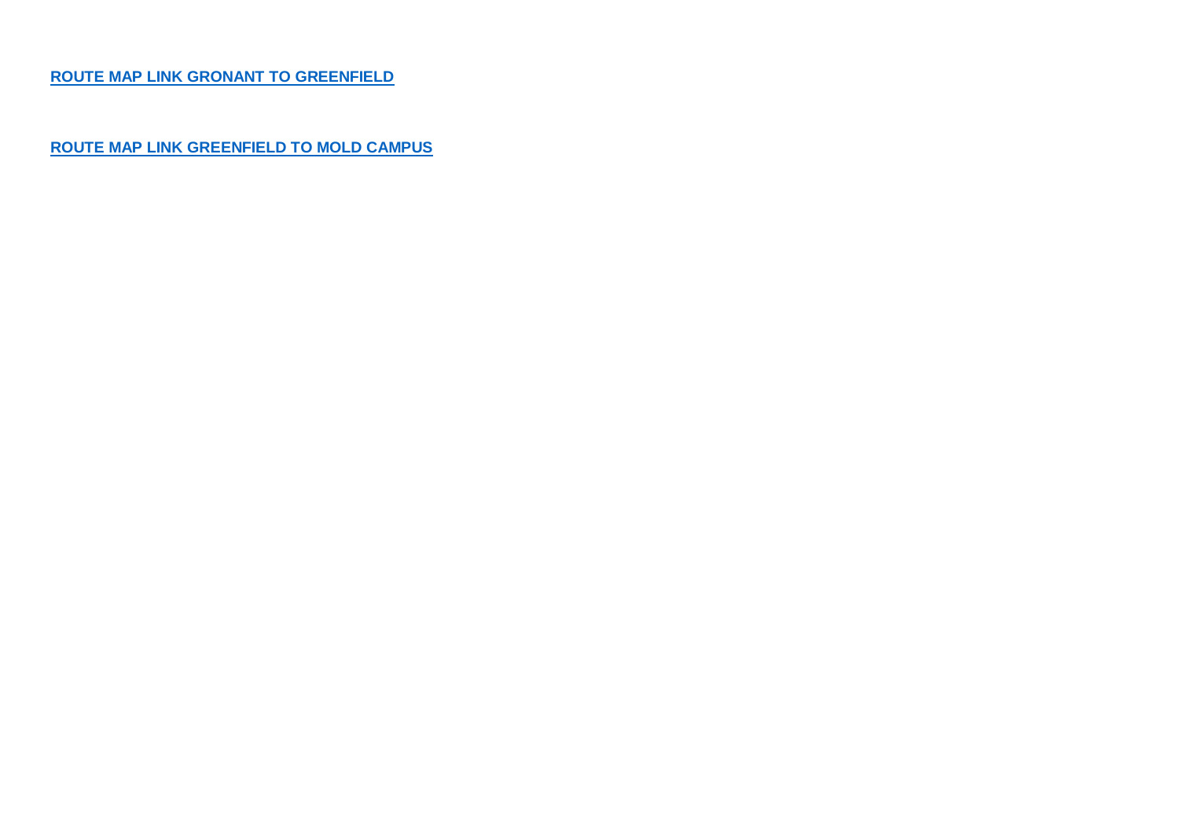**ROUTE MAP LINK GRONANT TO GREENFIELD**

**ROUTE MAP LINK GREENFIELD TO MOLD CAMPUS**